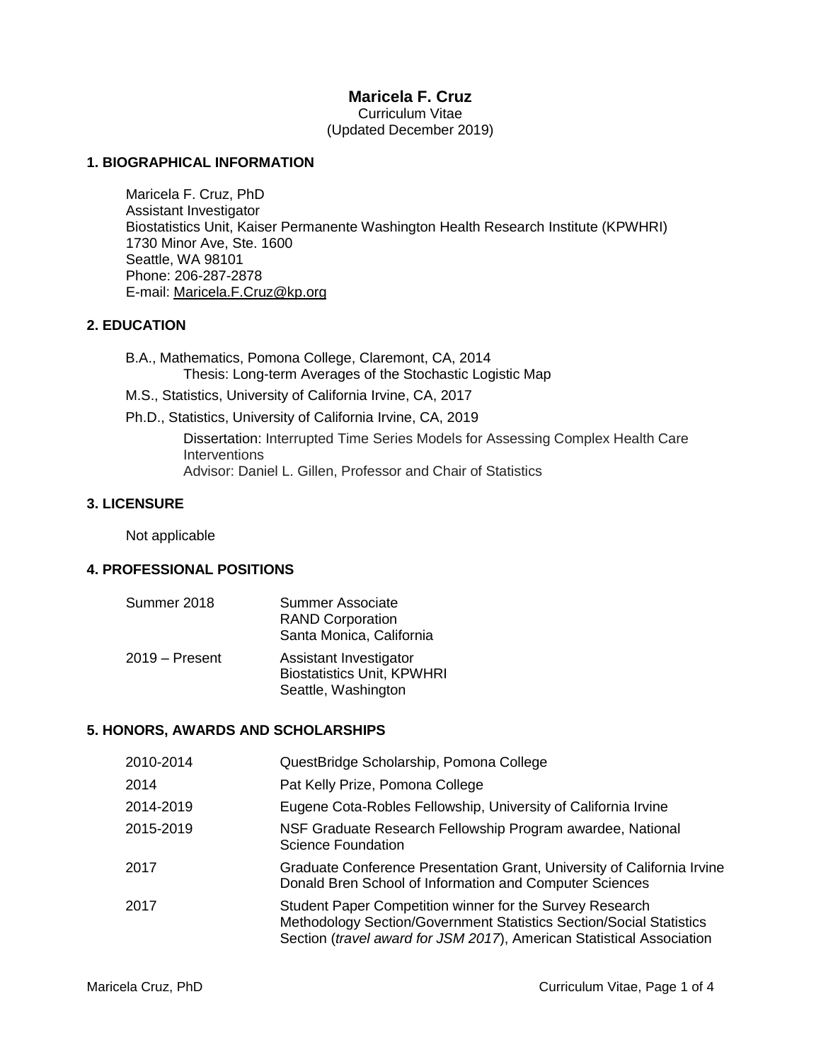# Maricela F. Cruz

Curriculum Vitae
(Updated December 2019)

## 1. BIOGRAPHICAL INFORMATION

Maricela F. Cruz, PhD
Assistant Investigator
Biostatistics Unit, Kaiser Permanente Washington Health Research Institute (KPWHRI)
1730 Minor Ave, Ste. 1600
Seattle, WA 98101
Phone: 206-287-2878
E-mail: Maricela.F.Cruz@kp.org

## 2. EDUCATION

B.A., Mathematics, Pomona College, Claremont, CA, 2014
    Thesis: Long-term Averages of the Stochastic Logistic Map

M.S., Statistics, University of California Irvine, CA, 2017

Ph.D., Statistics, University of California Irvine, CA, 2019
    Dissertation: Interrupted Time Series Models for Assessing Complex Health Care Interventions
    Advisor: Daniel L. Gillen, Professor and Chair of Statistics

## 3. LICENSURE

Not applicable

## 4. PROFESSIONAL POSITIONS

| | |
|---|---|
| Summer 2018 | Summer Associate<br>RAND Corporation<br>Santa Monica, California |
| 2019 – Present | Assistant Investigator<br>Biostatistics Unit, KPWHRI<br>Seattle, Washington |

## 5. HONORS, AWARDS AND SCHOLARSHIPS

| | |
|---|---|
| 2010-2014 | QuestBridge Scholarship, Pomona College |
| 2014 | Pat Kelly Prize, Pomona College |
| 2014-2019 | Eugene Cota-Robles Fellowship, University of California Irvine |
| 2015-2019 | NSF Graduate Research Fellowship Program awardee, National Science Foundation |
| 2017 | Graduate Conference Presentation Grant, University of California Irvine Donald Bren School of Information and Computer Sciences |
| 2017 | Student Paper Competition winner for the Survey Research Methodology Section/Government Statistics Section/Social Statistics Section (*travel award for JSM 2017*), American Statistical Association |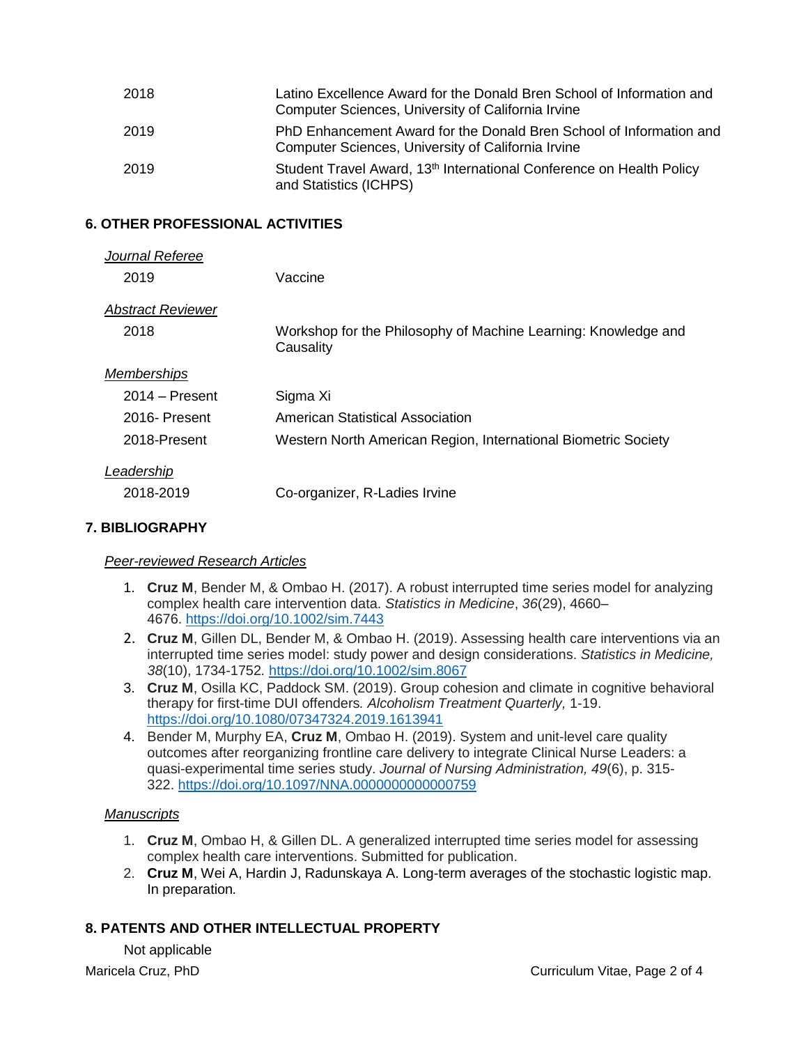| | |
|---|---|
| 2018 | Latino Excellence Award for the Donald Bren School of Information and Computer Sciences, University of California Irvine |
| 2019 | PhD Enhancement Award for the Donald Bren School of Information and Computer Sciences, University of California Irvine |
| 2019 | Student Travel Award, 13th International Conference on Health Policy and Statistics (ICHPS) |

## 6. OTHER PROFESSIONAL ACTIVITIES

*Journal Referee*

| | |
|---|---|
| 2019 | Vaccine |

*Abstract Reviewer*

| | |
|---|---|
| 2018 | Workshop for the Philosophy of Machine Learning: Knowledge and Causality |

*Memberships*

| | |
|---|---|
| 2014 – Present | Sigma Xi |
| 2016- Present | American Statistical Association |
| 2018-Present | Western North American Region, International Biometric Society |

*Leadership*

| | |
|---|---|
| 2018-2019 | Co-organizer, R-Ladies Irvine |

## 7. BIBLIOGRAPHY

*Peer-reviewed Research Articles*

1. **Cruz M**, Bender M, & Ombao H. (2017). A robust interrupted time series model for analyzing complex health care intervention data. *Statistics in Medicine*, *36*(29), 4660–4676. https://doi.org/10.1002/sim.7443
2. **Cruz M**, Gillen DL, Bender M, & Ombao H. (2019). Assessing health care interventions via an interrupted time series model: study power and design considerations. *Statistics in Medicine, 38*(10), 1734-1752. https://doi.org/10.1002/sim.8067
3. **Cruz M**, Osilla KC, Paddock SM. (2019). Group cohesion and climate in cognitive behavioral therapy for first-time DUI offenders*. Alcoholism Treatment Quarterly,* 1-19. https://doi.org/10.1080/07347324.2019.1613941
4. Bender M, Murphy EA, **Cruz M**, Ombao H. (2019). System and unit-level care quality outcomes after reorganizing frontline care delivery to integrate Clinical Nurse Leaders: a quasi-experimental time series study. *Journal of Nursing Administration, 49*(6), p. 315-322. https://doi.org/10.1097/NNA.0000000000000759

*Manuscripts*

1. **Cruz M**, Ombao H, & Gillen DL. A generalized interrupted time series model for assessing complex health care interventions. Submitted for publication.
2. **Cruz M**, Wei A, Hardin J, Radunskaya A. Long-term averages of the stochastic logistic map. In preparation*.*

## 8. PATENTS AND OTHER INTELLECTUAL PROPERTY

Not applicable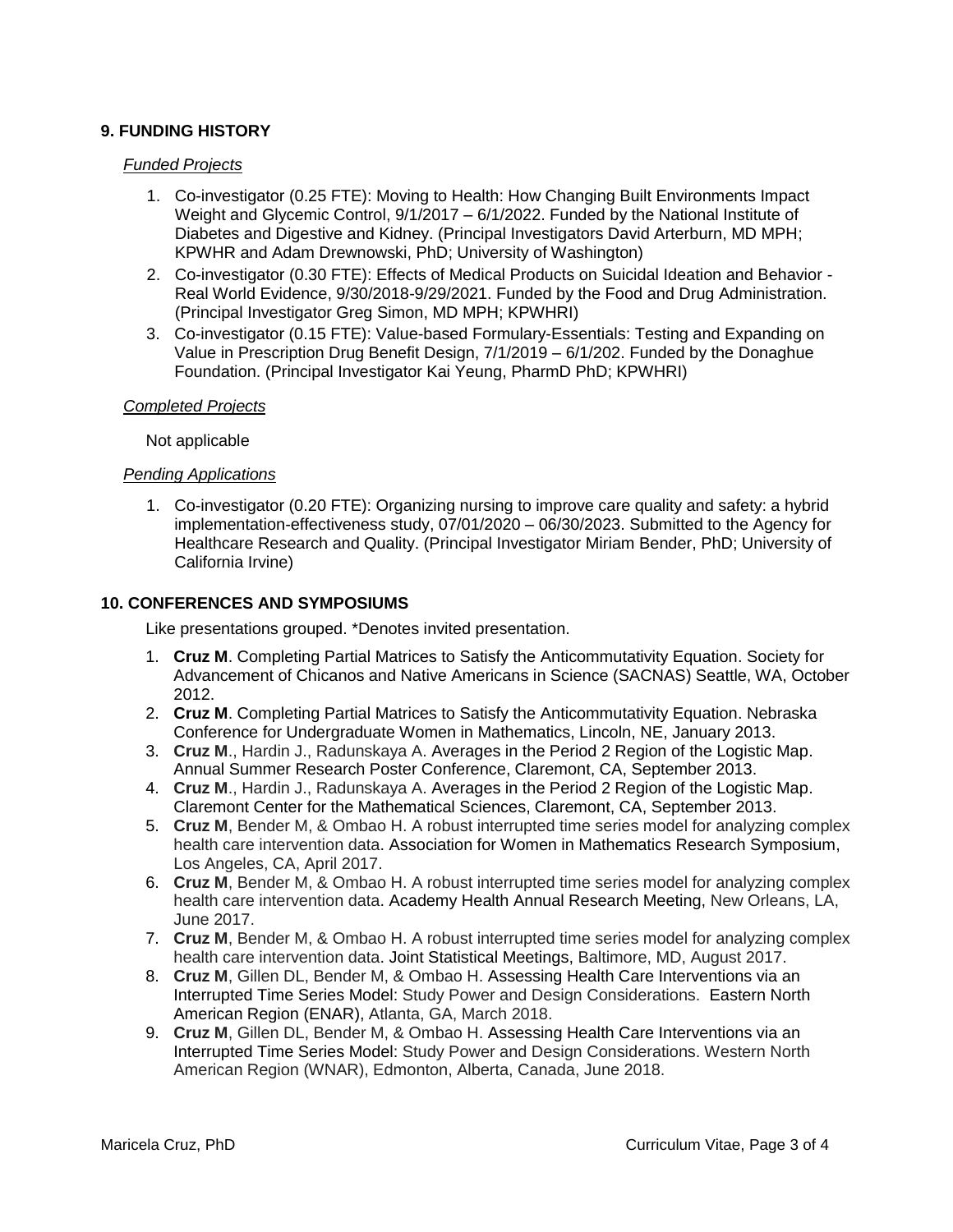## 9. FUNDING HISTORY

*Funded Projects*

1. Co-investigator (0.25 FTE): Moving to Health: How Changing Built Environments Impact Weight and Glycemic Control, 9/1/2017 – 6/1/2022. Funded by the National Institute of Diabetes and Digestive and Kidney. (Principal Investigators David Arterburn, MD MPH; KPWHR and Adam Drewnowski, PhD; University of Washington)
2. Co-investigator (0.30 FTE): Effects of Medical Products on Suicidal Ideation and Behavior - Real World Evidence, 9/30/2018-9/29/2021. Funded by the Food and Drug Administration. (Principal Investigator Greg Simon, MD MPH; KPWHRI)
3. Co-investigator (0.15 FTE): Value-based Formulary-Essentials: Testing and Expanding on Value in Prescription Drug Benefit Design, 7/1/2019 – 6/1/202. Funded by the Donaghue Foundation. (Principal Investigator Kai Yeung, PharmD PhD; KPWHRI)

*Completed Projects*

Not applicable

*Pending Applications*

1. Co-investigator (0.20 FTE): Organizing nursing to improve care quality and safety: a hybrid implementation-effectiveness study, 07/01/2020 – 06/30/2023. Submitted to the Agency for Healthcare Research and Quality. (Principal Investigator Miriam Bender, PhD; University of California Irvine)

## 10. CONFERENCES AND SYMPOSIUMS

Like presentations grouped. *Denotes invited presentation.

1. **Cruz M**. Completing Partial Matrices to Satisfy the Anticommutativity Equation. Society for Advancement of Chicanos and Native Americans in Science (SACNAS) Seattle, WA, October 2012.
2. **Cruz M**. Completing Partial Matrices to Satisfy the Anticommutativity Equation. Nebraska Conference for Undergraduate Women in Mathematics, Lincoln, NE, January 2013.
3. **Cruz M**., Hardin J., Radunskaya A. Averages in the Period 2 Region of the Logistic Map. Annual Summer Research Poster Conference, Claremont, CA, September 2013.
4. **Cruz M**., Hardin J., Radunskaya A. Averages in the Period 2 Region of the Logistic Map. Claremont Center for the Mathematical Sciences, Claremont, CA, September 2013.
5. **Cruz M**, Bender M, & Ombao H. A robust interrupted time series model for analyzing complex health care intervention data. Association for Women in Mathematics Research Symposium, Los Angeles, CA, April 2017.
6. **Cruz M**, Bender M, & Ombao H. A robust interrupted time series model for analyzing complex health care intervention data. Academy Health Annual Research Meeting, New Orleans, LA, June 2017.
7. **Cruz M**, Bender M, & Ombao H. A robust interrupted time series model for analyzing complex health care intervention data. Joint Statistical Meetings, Baltimore, MD, August 2017.
8. **Cruz M**, Gillen DL, Bender M, & Ombao H. Assessing Health Care Interventions via an Interrupted Time Series Model: Study Power and Design Considerations. Eastern North American Region (ENAR), Atlanta, GA, March 2018.
9. **Cruz M**, Gillen DL, Bender M, & Ombao H. Assessing Health Care Interventions via an Interrupted Time Series Model: Study Power and Design Considerations. Western North American Region (WNAR), Edmonton, Alberta, Canada, June 2018.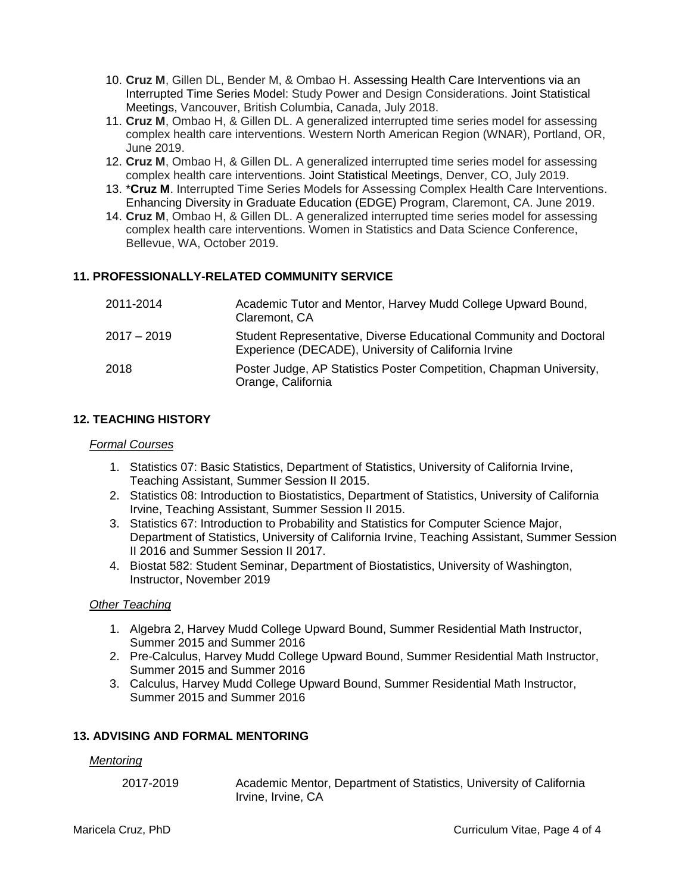10. **Cruz M**, Gillen DL, Bender M, & Ombao H. Assessing Health Care Interventions via an Interrupted Time Series Model: Study Power and Design Considerations. Joint Statistical Meetings, Vancouver, British Columbia, Canada, July 2018.
11. **Cruz M**, Ombao H, & Gillen DL. A generalized interrupted time series model for assessing complex health care interventions. Western North American Region (WNAR), Portland, OR, June 2019.
12. **Cruz M**, Ombao H, & Gillen DL. A generalized interrupted time series model for assessing complex health care interventions. Joint Statistical Meetings, Denver, CO, July 2019.
13. ***Cruz M**. Interrupted Time Series Models for Assessing Complex Health Care Interventions. Enhancing Diversity in Graduate Education (EDGE) Program, Claremont, CA. June 2019.
14. **Cruz M**, Ombao H, & Gillen DL. A generalized interrupted time series model for assessing complex health care interventions. Women in Statistics and Data Science Conference, Bellevue, WA, October 2019.

## 11. PROFESSIONALLY-RELATED COMMUNITY SERVICE

| | |
|---|---|
| 2011-2014 | Academic Tutor and Mentor, Harvey Mudd College Upward Bound, Claremont, CA |
| 2017 – 2019 | Student Representative, Diverse Educational Community and Doctoral Experience (DECADE), University of California Irvine |
| 2018 | Poster Judge, AP Statistics Poster Competition, Chapman University, Orange, California |

## 12. TEACHING HISTORY

*Formal Courses*

1. Statistics 07: Basic Statistics, Department of Statistics, University of California Irvine, Teaching Assistant, Summer Session II 2015.
2. Statistics 08: Introduction to Biostatistics, Department of Statistics, University of California Irvine, Teaching Assistant, Summer Session II 2015.
3. Statistics 67: Introduction to Probability and Statistics for Computer Science Major, Department of Statistics, University of California Irvine, Teaching Assistant, Summer Session II 2016 and Summer Session II 2017.
4. Biostat 582: Student Seminar, Department of Biostatistics, University of Washington, Instructor, November 2019

*Other Teaching*

1. Algebra 2, Harvey Mudd College Upward Bound, Summer Residential Math Instructor, Summer 2015 and Summer 2016
2. Pre-Calculus, Harvey Mudd College Upward Bound, Summer Residential Math Instructor, Summer 2015 and Summer 2016
3. Calculus, Harvey Mudd College Upward Bound, Summer Residential Math Instructor, Summer 2015 and Summer 2016

## 13. ADVISING AND FORMAL MENTORING

*Mentoring*

| | |
|---|---|
| 2017-2019 | Academic Mentor, Department of Statistics, University of California Irvine, Irvine, CA |